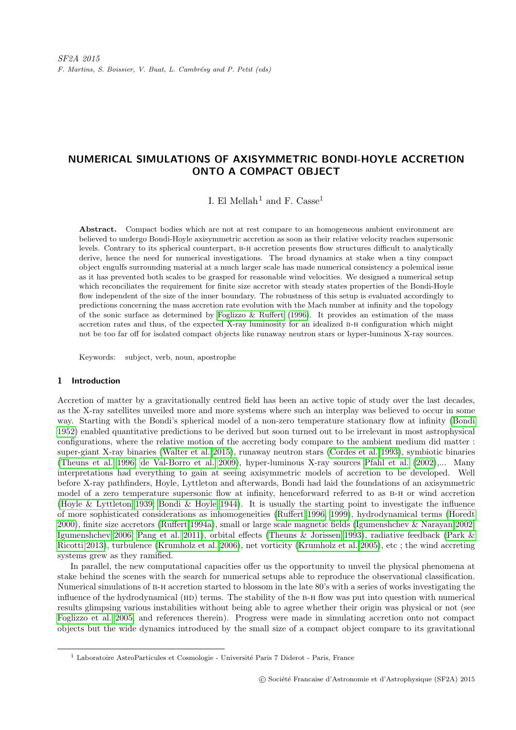*SF2A 2015*
*F. Martins, S. Boissier, V. Buat, L. Cambrésy and P. Petit (eds)*

# NUMERICAL SIMULATIONS OF AXISYMMETRIC BONDI-HOYLE ACCRETION ONTO A COMPACT OBJECT

I. El Mellah[1] and F. Casse[1]

**Abstract.** Compact bodies which are not at rest compare to an homogeneous ambient environment are believed to undergo Bondi-Hoyle axisymmetric accretion as soon as their relative velocity reaches supersonic levels. Contrary to its spherical counterpart, B-H accretion presents flow structures difficult to analytically derive, hence the need for numerical investigations. The broad dynamics at stake when a tiny compact object engulfs surrounding material at a much larger scale has made numerical consistency a polemical issue as it has prevented both scales to be grasped for reasonable wind velocities. We designed a numerical setup which reconciliates the requirement for finite size accretor with steady states properties of the Bondi-Hoyle flow independent of the size of the inner boundary. The robustness of this setup is evaluated accordingly to predictions concerning the mass accretion rate evolution with the Mach number at infinity and the topology of the sonic surface as determined by Foglizzo & Ruffert (1996). It provides an estimation of the mass accretion rates and thus, of the expected X-ray luminosity for an idealized B-H configuration which might not be too far off for isolated compact objects like runaway neutron stars or hyper-luminous X-ray sources.

Keywords: subject, verb, noun, apostrophe

## 1 Introduction

Accretion of matter by a gravitationally centred field has been an active topic of study over the last decades, as the X-ray satellites unveiled more and more systems where such an interplay was believed to occur in some way. Starting with the Bondi's spherical model of a non-zero temperature stationary flow at infinity (Bondi 1952) enabled quantitative predictions to be derived but soon turned out to be irrelevant in most astrophysical configurations, where the relative motion of the accreting body compare to the ambient medium did matter : super-giant X-ray binaries (Walter et al. 2015), runaway neutron stars (Cordes et al. 1993), symbiotic binaries (Theuns et al. 1996; de Val-Borro et al. 2009), hyper-luminous X-ray sources Pfahl et al. (2002),... Many interpretations had everything to gain at seeing axisymmetric models of accretion to be developed. Well before X-ray pathfinders, Hoyle, Lyttleton and afterwards, Bondi had laid the foundations of an axisymmetric model of a zero temperature supersonic flow at infinity, henceforward referred to as B-H or wind accretion (Hoyle & Lyttleton 1939; Bondi & Hoyle 1944). It is usually the starting point to investigate the influence of more sophisticated considerations as inhomogeneities (Ruffert 1996, 1999), hydrodynamical terms (Horedt 2000), finite size accretors (Ruffert 1994a), small or large scale magnetic fields (Igumenshchev & Narayan 2002; Igumenshchev 2006; Pang et al. 2011), orbital effects (Theuns & Jorissen 1993), radiative feedback (Park & Ricotti 2013), turbulence (Krumholz et al. 2006), net vorticity (Krumholz et al. 2005), etc ; the wind accreting systems grew as they ramified.

In parallel, the new computational capacities offer us the opportunity to unveil the physical phenomena at stake behind the scenes with the search for numerical setups able to reproduce the observational classification. Numerical simulations of B-H accretion started to blossom in the late 80's with a series of works investigating the influence of the hydrodynamical (HD) terms. The stability of the B-H flow was put into question with numerical results glimpsing various instabilities without being able to agree whether their origin was physical or not (see Foglizzo et al. 2005 and references therein). Progress were made in simulating accretion onto not compact objects but the wide dynamics introduced by the small size of a compact object compare to its gravitational

[1] Laboratoire AstroParticules et Cosmologie - Université Paris 7 Diderot - Paris, France

© Société Francaise d'Astronomie et d'Astrophysique (SF2A) 2015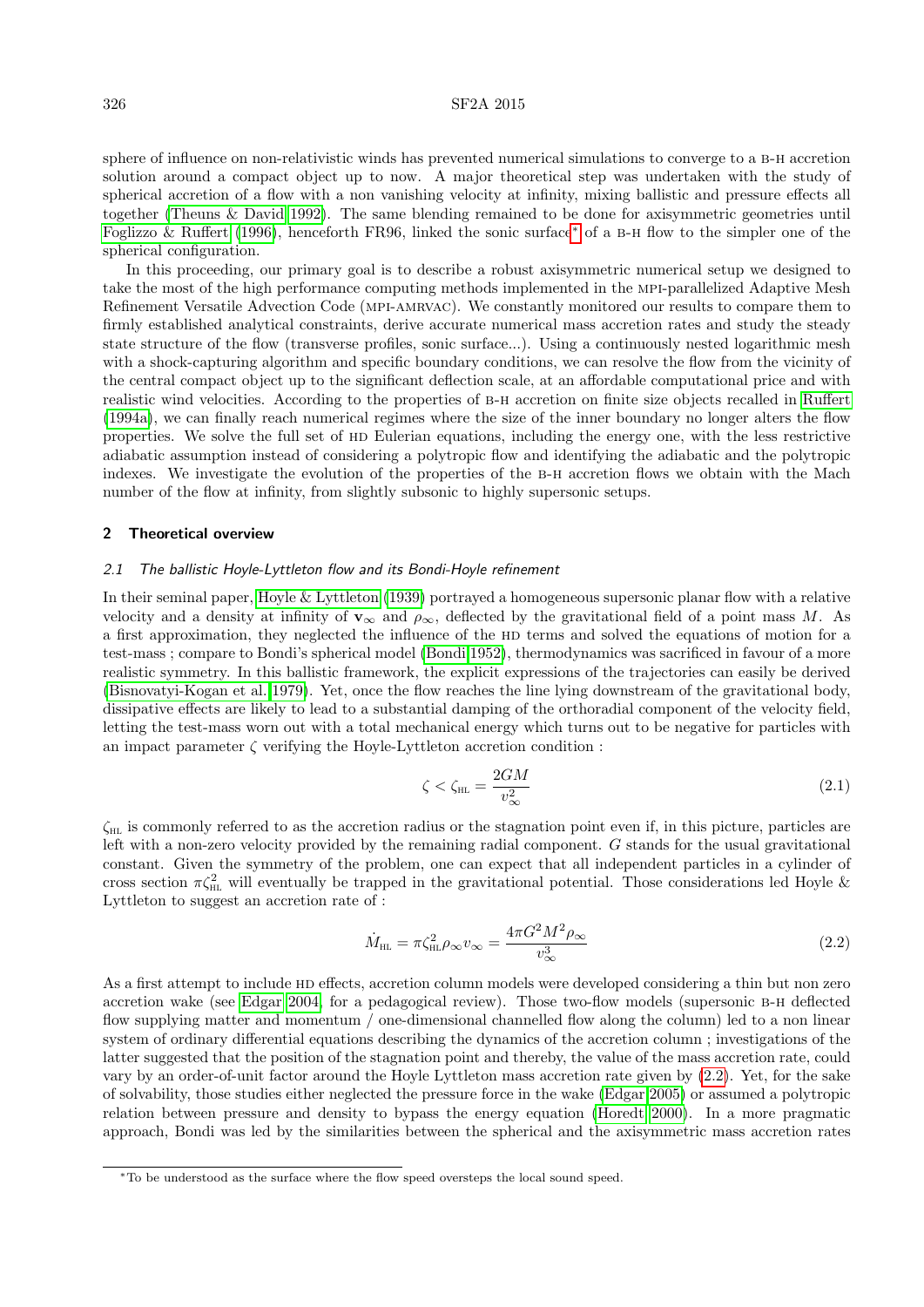sphere of influence on non-relativistic winds has prevented numerical simulations to converge to a B-H accretion solution around a compact object up to now. A major theoretical step was undertaken with the study of spherical accretion of a flow with a non vanishing velocity at infinity, mixing ballistic and pressure effects all together (Theuns & David 1992). The same blending remained to be done for axisymmetric geometries until Foglizzo & Ruffert (1996), henceforth FR96, linked the sonic surface* of a B-H flow to the simpler one of the spherical configuration.

In this proceeding, our primary goal is to describe a robust axisymmetric numerical setup we designed to take the most of the high performance computing methods implemented in the MPI-parallelized Adaptive Mesh Refinement Versatile Advection Code (MPI-AMRVAC). We constantly monitored our results to compare them to firmly established analytical constraints, derive accurate numerical mass accretion rates and study the steady state structure of the flow (transverse profiles, sonic surface...). Using a continuously nested logarithmic mesh with a shock-capturing algorithm and specific boundary conditions, we can resolve the flow from the vicinity of the central compact object up to the significant deflection scale, at an affordable computational price and with realistic wind velocities. According to the properties of B-H accretion on finite size objects recalled in Ruffert (1994a), we can finally reach numerical regimes where the size of the inner boundary no longer alters the flow properties. We solve the full set of HD Eulerian equations, including the energy one, with the less restrictive adiabatic assumption instead of considering a polytropic flow and identifying the adiabatic and the polytropic indexes. We investigate the evolution of the properties of the B-H accretion flows we obtain with the Mach number of the flow at infinity, from slightly subsonic to highly supersonic setups.

## 2 Theoretical overview

### 2.1 The ballistic Hoyle-Lyttleton flow and its Bondi-Hoyle refinement

In their seminal paper, Hoyle & Lyttleton (1939) portrayed a homogeneous supersonic planar flow with a relative velocity and a density at infinity of $\mathbf{v}_\infty$ and $\rho_\infty$, deflected by the gravitational field of a point mass $M$. As a first approximation, they neglected the influence of the HD terms and solved the equations of motion for a test-mass ; compare to Bondi's spherical model (Bondi 1952), thermodynamics was sacrificed in favour of a more realistic symmetry. In this ballistic framework, the explicit expressions of the trajectories can easily be derived (Bisnovatyi-Kogan et al. 1979). Yet, once the flow reaches the line lying downstream of the gravitational body, dissipative effects are likely to lead to a substantial damping of the orthoradial component of the velocity field, letting the test-mass worn out with a total mechanical energy which turns out to be negative for particles with an impact parameter $\zeta$ verifying the Hoyle-Lyttleton accretion condition :

$$\zeta < \zeta_{\text{HL}} = \frac{2GM}{v_\infty^2} \tag{2.1}$$

$\zeta_{\text{HL}}$ is commonly referred to as the accretion radius or the stagnation point even if, in this picture, particles are left with a non-zero velocity provided by the remaining radial component. $G$ stands for the usual gravitational constant. Given the symmetry of the problem, one can expect that all independent particles in a cylinder of cross section $\pi\zeta_{\text{HL}}^2$ will eventually be trapped in the gravitational potential. Those considerations led Hoyle & Lyttleton to suggest an accretion rate of :

$$\dot{M}_{\text{HL}} = \pi\zeta_{\text{HL}}^2\rho_\infty v_\infty = \frac{4\pi G^2M^2\rho_\infty}{v_\infty^3} \tag{2.2}$$

As a first attempt to include HD effects, accretion column models were developed considering a thin but non zero accretion wake (see Edgar 2004, for a pedagogical review). Those two-flow models (supersonic B-H deflected flow supplying matter and momentum / one-dimensional channelled flow along the column) led to a non linear system of ordinary differential equations describing the dynamics of the accretion column ; investigations of the latter suggested that the position of the stagnation point and thereby, the value of the mass accretion rate, could vary by an order-of-unit factor around the Hoyle Lyttleton mass accretion rate given by (2.2). Yet, for the sake of solvability, those studies either neglected the pressure force in the wake (Edgar 2005) or assumed a polytropic relation between pressure and density to bypass the energy equation (Horedt 2000). In a more pragmatic approach, Bondi was led by the similarities between the spherical and the axisymmetric mass accretion rates

*To be understood as the surface where the flow speed oversteps the local sound speed.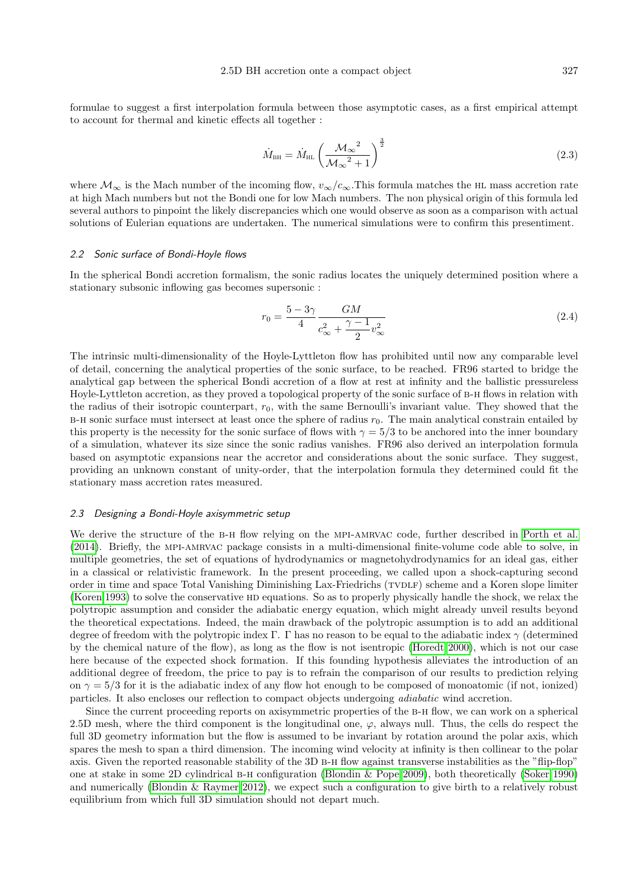formulae to suggest a first interpolation formula between those asymptotic cases, as a first empirical attempt to account for thermal and kinetic effects all together :

$$\dot{M}_{\text{BH}} = \dot{M}_{\text{HL}} \left( \frac{{\mathcal{M}_\infty}^2}{{\mathcal{M}_\infty}^2 + 1} \right)^{\frac{3}{2}} \tag{2.3}$$

where $\mathcal{M}_\infty$ is the Mach number of the incoming flow, $v_\infty / c_\infty$.This formula matches the HL mass accretion rate at high Mach numbers but not the Bondi one for low Mach numbers. The non physical origin of this formula led several authors to pinpoint the likely discrepancies which one would observe as soon as a comparison with actual solutions of Eulerian equations are undertaken. The numerical simulations were to confirm this presentiment.

### *2.2 Sonic surface of Bondi-Hoyle flows*

In the spherical Bondi accretion formalism, the sonic radius locates the uniquely determined position where a stationary subsonic inflowing gas becomes supersonic :

$$r_0 = \frac{5 - 3\gamma}{4} \frac{GM}{c_\infty^2 + \dfrac{\gamma - 1}{2} v_\infty^2} \tag{2.4}$$

The intrinsic multi-dimensionality of the Hoyle-Lyttleton flow has prohibited until now any comparable level of detail, concerning the analytical properties of the sonic surface, to be reached. FR96 started to bridge the analytical gap between the spherical Bondi accretion of a flow at rest at infinity and the ballistic pressureless Hoyle-Lyttleton accretion, as they proved a topological property of the sonic surface of B-H flows in relation with the radius of their isotropic counterpart, $r_0$, with the same Bernoulli's invariant value. They showed that the B-H sonic surface must intersect at least once the sphere of radius $r_0$. The main analytical constrain entailed by this property is the necessity for the sonic surface of flows with $\gamma = 5/3$ to be anchored into the inner boundary of a simulation, whatever its size since the sonic radius vanishes. FR96 also derived an interpolation formula based on asymptotic expansions near the accretor and considerations about the sonic surface. They suggest, providing an unknown constant of unity-order, that the interpolation formula they determined could fit the stationary mass accretion rates measured.

### *2.3 Designing a Bondi-Hoyle axisymmetric setup*

We derive the structure of the B-H flow relying on the MPI-AMRVAC code, further described in Porth et al. (2014). Briefly, the MPI-AMRVAC package consists in a multi-dimensional finite-volume code able to solve, in multiple geometries, the set of equations of hydrodynamics or magnetohydrodynamics for an ideal gas, either in a classical or relativistic framework. In the present proceeding, we called upon a shock-capturing second order in time and space Total Vanishing Diminishing Lax-Friedrichs (TVDLF) scheme and a Koren slope limiter (Koren 1993) to solve the conservative HD equations. So as to properly physically handle the shock, we relax the polytropic assumption and consider the adiabatic energy equation, which might already unveil results beyond the theoretical expectations. Indeed, the main drawback of the polytropic assumption is to add an additional degree of freedom with the polytropic index Γ. Γ has no reason to be equal to the adiabatic index $\gamma$ (determined by the chemical nature of the flow), as long as the flow is not isentropic (Horedt 2000), which is not our case here because of the expected shock formation. If this founding hypothesis alleviates the introduction of an additional degree of freedom, the price to pay is to refrain the comparison of our results to prediction relying on $\gamma = 5/3$ for it is the adiabatic index of any flow hot enough to be composed of monoatomic (if not, ionized) particles. It also encloses our reflection to compact objects undergoing *adiabatic* wind accretion.

Since the current proceeding reports on axisymmetric properties of the B-H flow, we can work on a spherical 2.5D mesh, where the third component is the longitudinal one, $\varphi$, always null. Thus, the cells do respect the full 3D geometry information but the flow is assumed to be invariant by rotation around the polar axis, which spares the mesh to span a third dimension. The incoming wind velocity at infinity is then collinear to the polar axis. Given the reported reasonable stability of the 3D B-H flow against transverse instabilities as the "flip-flop" one at stake in some 2D cylindrical B-H configuration (Blondin & Pope 2009), both theoretically (Soker 1990) and numerically (Blondin & Raymer 2012), we expect such a configuration to give birth to a relatively robust equilibrium from which full 3D simulation should not depart much.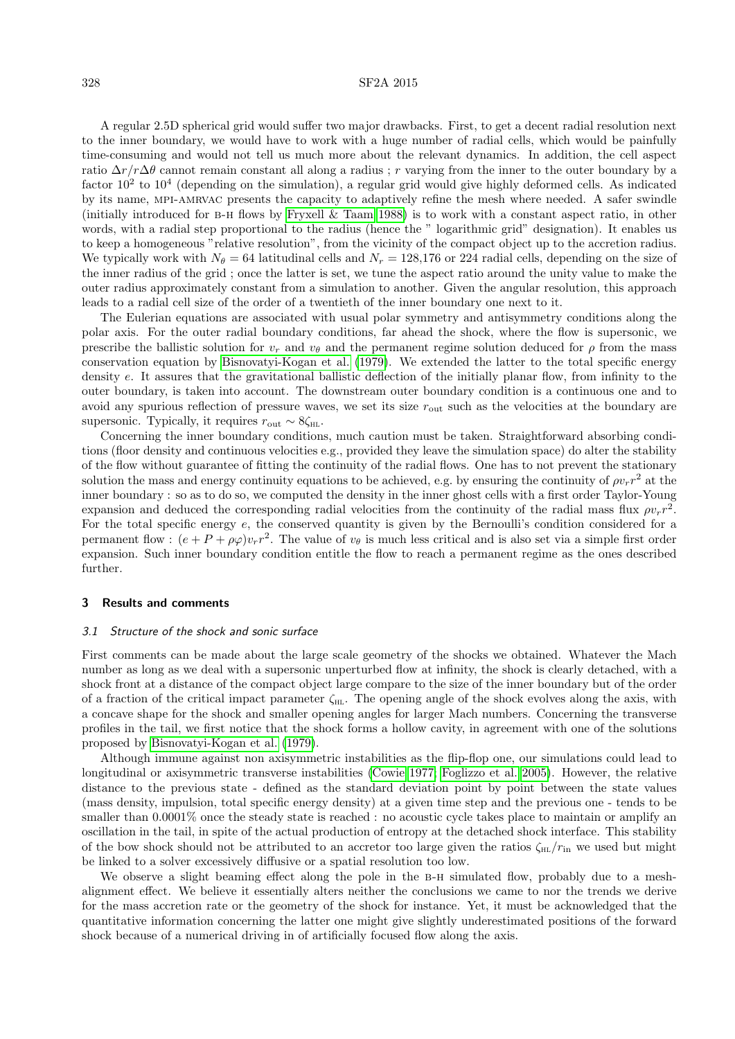A regular 2.5D spherical grid would suffer two major drawbacks. First, to get a decent radial resolution next to the inner boundary, we would have to work with a huge number of radial cells, which would be painfully time-consuming and would not tell us much more about the relevant dynamics. In addition, the cell aspect ratio $\Delta r/r\Delta\theta$ cannot remain constant all along a radius ; $r$ varying from the inner to the outer boundary by a factor $10^2$ to $10^4$ (depending on the simulation), a regular grid would give highly deformed cells. As indicated by its name, MPI-AMRVAC presents the capacity to adaptively refine the mesh where needed. A safer swindle (initially introduced for B-H flows by Fryxell & Taam 1988) is to work with a constant aspect ratio, in other words, with a radial step proportional to the radius (hence the " logarithmic grid" designation). It enables us to keep a homogeneous "relative resolution", from the vicinity of the compact object up to the accretion radius. We typically work with $N_\theta = 64$ latitudinal cells and $N_r = 128{,}176$ or 224 radial cells, depending on the size of the inner radius of the grid ; once the latter is set, we tune the aspect ratio around the unity value to make the outer radius approximately constant from a simulation to another. Given the angular resolution, this approach leads to a radial cell size of the order of a twentieth of the inner boundary one next to it.

The Eulerian equations are associated with usual polar symmetry and antisymmetry conditions along the polar axis. For the outer radial boundary conditions, far ahead the shock, where the flow is supersonic, we prescribe the ballistic solution for $v_r$ and $v_\theta$ and the permanent regime solution deduced for $\rho$ from the mass conservation equation by Bisnovatyi-Kogan et al. (1979). We extended the latter to the total specific energy density $e$. It assures that the gravitational ballistic deflection of the initially planar flow, from infinity to the outer boundary, is taken into account. The downstream outer boundary condition is a continuous one and to avoid any spurious reflection of pressure waves, we set its size $r_{\text{out}}$ such as the velocities at the boundary are supersonic. Typically, it requires $r_{\text{out}} \sim 8\zeta_{\text{HL}}$.

Concerning the inner boundary conditions, much caution must be taken. Straightforward absorbing conditions (floor density and continuous velocities e.g., provided they leave the simulation space) do alter the stability of the flow without guarantee of fitting the continuity of the radial flows. One has to not prevent the stationary solution the mass and energy continuity equations to be achieved, e.g. by ensuring the continuity of $\rho v_r r^2$ at the inner boundary : so as to do so, we computed the density in the inner ghost cells with a first order Taylor-Young expansion and deduced the corresponding radial velocities from the continuity of the radial mass flux $\rho v_r r^2$. For the total specific energy $e$, the conserved quantity is given by the Bernoulli's condition considered for a permanent flow : $(e + P + \rho\varphi)v_r r^2$. The value of $v_\theta$ is much less critical and is also set via a simple first order expansion. Such inner boundary condition entitle the flow to reach a permanent regime as the ones described further.

## 3 Results and comments

### 3.1 *Structure of the shock and sonic surface*

First comments can be made about the large scale geometry of the shocks we obtained. Whatever the Mach number as long as we deal with a supersonic unperturbed flow at infinity, the shock is clearly detached, with a shock front at a distance of the compact object large compare to the size of the inner boundary but of the order of a fraction of the critical impact parameter $\zeta_{\text{HL}}$. The opening angle of the shock evolves along the axis, with a concave shape for the shock and smaller opening angles for larger Mach numbers. Concerning the transverse profiles in the tail, we first notice that the shock forms a hollow cavity, in agreement with one of the solutions proposed by Bisnovatyi-Kogan et al. (1979).

Although immune against non axisymmetric instabilities as the flip-flop one, our simulations could lead to longitudinal or axisymmetric transverse instabilities (Cowie 1977; Foglizzo et al. 2005). However, the relative distance to the previous state - defined as the standard deviation point by point between the state values (mass density, impulsion, total specific energy density) at a given time step and the previous one - tends to be smaller than 0.0001% once the steady state is reached : no acoustic cycle takes place to maintain or amplify an oscillation in the tail, in spite of the actual production of entropy at the detached shock interface. This stability of the bow shock should not be attributed to an accretor too large given the ratios $\zeta_{\text{HL}}/r_{\text{in}}$ we used but might be linked to a solver excessively diffusive or a spatial resolution too low.

We observe a slight beaming effect along the pole in the B-H simulated flow, probably due to a mesh-alignment effect. We believe it essentially alters neither the conclusions we came to nor the trends we derive for the mass accretion rate or the geometry of the shock for instance. Yet, it must be acknowledged that the quantitative information concerning the latter one might give slightly underestimated positions of the forward shock because of a numerical driving in of artificially focused flow along the axis.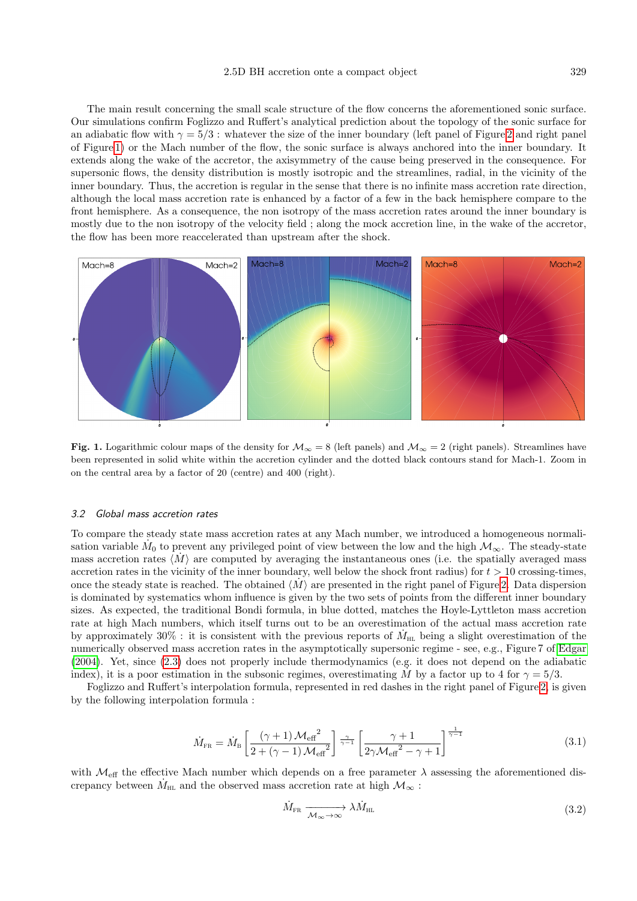The main result concerning the small scale structure of the flow concerns the aforementioned sonic surface. Our simulations confirm Foglizzo and Ruffert's analytical prediction about the topology of the sonic surface for an adiabatic flow with $\gamma = 5/3$ : whatever the size of the inner boundary (left panel of Figure 2 and right panel of Figure 1) or the Mach number of the flow, the sonic surface is always anchored into the inner boundary. It extends along the wake of the accretor, the axisymmetry of the cause being preserved in the consequence. For supersonic flows, the density distribution is mostly isotropic and the streamlines, radial, in the vicinity of the inner boundary. Thus, the accretion is regular in the sense that there is no infinite mass accretion rate direction, although the local mass accretion rate is enhanced by a factor of a few in the back hemisphere compare to the front hemisphere. As a consequence, the non isotropy of the mass accretion rates around the inner boundary is mostly due to the non isotropy of the velocity field ; along the mock accretion line, in the wake of the accretor, the flow has been more reaccelerated than upstream after the shock.

**Fig. 1.** Logarithmic colour maps of the density for $\mathcal{M}_\infty = 8$ (left panels) and $\mathcal{M}_\infty = 2$ (right panels). Streamlines have been represented in solid white within the accretion cylinder and the dotted black contours stand for Mach-1. Zoom in on the central area by a factor of 20 (centre) and 400 (right).

### 3.2 Global mass accretion rates

To compare the steady state mass accretion rates at any Mach number, we introduced a homogeneous normalisation variable $\dot{M}_0$ to prevent any privileged point of view between the low and the high $\mathcal{M}_\infty$. The steady-state mass accretion rates $\langle \dot{M} \rangle$ are computed by averaging the instantaneous ones (i.e. the spatially averaged mass accretion rates in the vicinity of the inner boundary, well below the shock front radius) for $t > 10$ crossing-times, once the steady state is reached. The obtained $\langle \dot{M} \rangle$ are presented in the right panel of Figure 2. Data dispersion is dominated by systematics whom influence is given by the two sets of points from the different inner boundary sizes. As expected, the traditional Bondi formula, in blue dotted, matches the Hoyle-Lyttleton mass accretion rate at high Mach numbers, which itself turns out to be an overestimation of the actual mass accretion rate by approximately 30% : it is consistent with the previous reports of $\dot{M}_{\text{HL}}$ being a slight overestimation of the numerically observed mass accretion rates in the asymptotically supersonic regime - see, e.g., Figure 7 of Edgar (2004). Yet, since (2.3) does not properly include thermodynamics (e.g. it does not depend on the adiabatic index), it is a poor estimation in the subsonic regimes, overestimating $\dot{M}$ by a factor up to 4 for $\gamma = 5/3$.

Foglizzo and Ruffert's interpolation formula, represented in red dashes in the right panel of Figure 2, is given by the following interpolation formula :

$$\dot{M}_{\text{FR}} = \dot{M}_{\text{B}} \left[ \frac{(\gamma+1)\,\mathcal{M}_{\text{eff}}^{\,2}}{2+(\gamma-1)\,\mathcal{M}_{\text{eff}}^{\,2}} \right]^{\frac{\gamma}{\gamma-1}} \left[ \frac{\gamma+1}{2\gamma\mathcal{M}_{\text{eff}}^{\,2}-\gamma+1} \right]^{\frac{1}{\gamma-1}} \tag{3.1}$$

with $\mathcal{M}_{\text{eff}}$ the effective Mach number which depends on a free parameter $\lambda$ assessing the aforementioned discrepancy between $\dot{M}_{\text{HL}}$ and the observed mass accretion rate at high $\mathcal{M}_\infty$ :

$$\dot{M}_{\text{FR}} \xrightarrow[\mathcal{M}_\infty \to \infty]{} \lambda \dot{M}_{\text{HL}} \tag{3.2}$$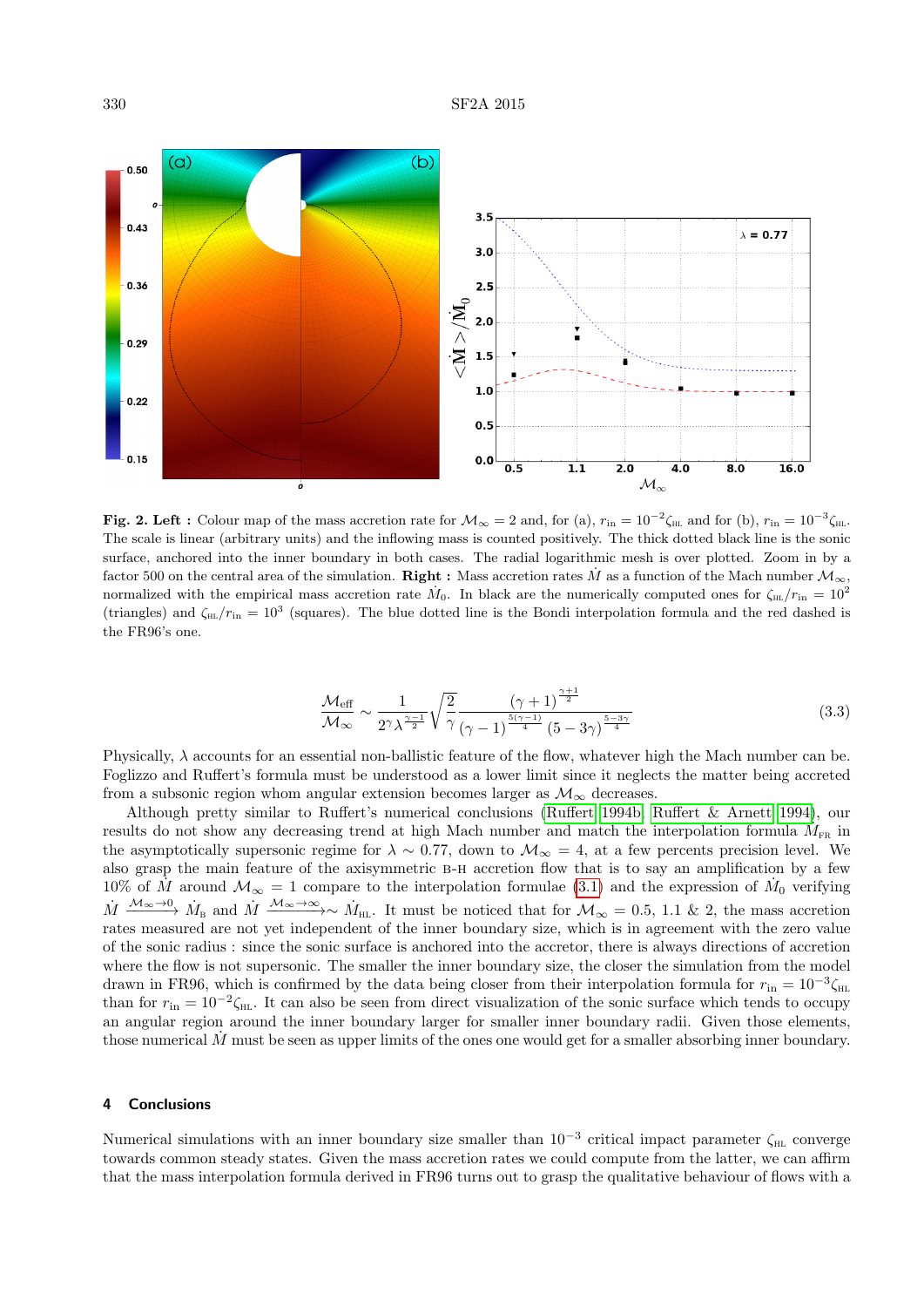**Fig. 2. Left :** Colour map of the mass accretion rate for $\mathcal{M}_\infty = 2$ and, for (a), $r_{\rm in} = 10^{-2}\zeta_{\rm HL}$ and for (b), $r_{\rm in} = 10^{-3}\zeta_{\rm HL}$. The scale is linear (arbitrary units) and the inflowing mass is counted positively. The thick dotted black line is the sonic surface, anchored into the inner boundary in both cases. The radial logarithmic mesh is over plotted. Zoom in by a factor 500 on the central area of the simulation. **Right :** Mass accretion rates $\dot{M}$ as a function of the Mach number $\mathcal{M}_\infty$, normalized with the empirical mass accretion rate $\dot{M}_0$. In black are the numerically computed ones for $\zeta_{\rm HL}/r_{\rm in} = 10^2$ (triangles) and $\zeta_{\rm HL}/r_{\rm in} = 10^3$ (squares). The blue dotted line is the Bondi interpolation formula and the red dashed is the FR96's one.

$$\frac{\mathcal{M}_{\rm eff}}{\mathcal{M}_\infty} \sim \frac{1}{2^\gamma \lambda^{\frac{\gamma-1}{2}}} \sqrt{\frac{2}{\gamma}} \frac{(\gamma+1)^{\frac{\gamma+1}{2}}}{(\gamma-1)^{\frac{5(\gamma-1)}{4}} (5-3\gamma)^{\frac{5-3\gamma}{4}}} \tag{3.3}$$

Physically, $\lambda$ accounts for an essential non-ballistic feature of the flow, whatever high the Mach number can be. Foglizzo and Ruffert's formula must be understood as a lower limit since it neglects the matter being accreted from a subsonic region whom angular extension becomes larger as $\mathcal{M}_\infty$ decreases.

Although pretty similar to Ruffert's numerical conclusions (Ruffert 1994b; Ruffert & Arnett 1994), our results do not show any decreasing trend at high Mach number and match the interpolation formula $\dot{M}_{\rm FR}$ in the asymptotically supersonic regime for $\lambda \sim 0.77$, down to $\mathcal{M}_\infty = 4$, at a few percents precision level. We also grasp the main feature of the axisymmetric B-H accretion flow that is to say an amplification by a few 10% of $\dot{M}$ around $\mathcal{M}_\infty = 1$ compare to the interpolation formulae (3.1) and the expression of $\dot{M}_0$ verifying $\dot{M} \xrightarrow{\mathcal{M}_\infty \to 0} \dot{M}_{\rm B}$ and $\dot{M} \xrightarrow{\mathcal{M}_\infty \to \infty} \sim \dot{M}_{\rm HL}$. It must be noticed that for $\mathcal{M}_\infty = 0.5$, 1.1 & 2, the mass accretion rates measured are not yet independent of the inner boundary size, which is in agreement with the zero value of the sonic radius : since the sonic surface is anchored into the accretor, there is always directions of accretion where the flow is not supersonic. The smaller the inner boundary size, the closer the simulation from the model drawn in FR96, which is confirmed by the data being closer from their interpolation formula for $r_{\rm in} = 10^{-3}\zeta_{\rm HL}$ than for $r_{\rm in} = 10^{-2}\zeta_{\rm HL}$. It can also be seen from direct visualization of the sonic surface which tends to occupy an angular region around the inner boundary larger for smaller inner boundary radii. Given those elements, those numerical $\dot{M}$ must be seen as upper limits of the ones one would get for a smaller absorbing inner boundary.

## 4 Conclusions

Numerical simulations with an inner boundary size smaller than $10^{-3}$ critical impact parameter $\zeta_{\rm HL}$ converge towards common steady states. Given the mass accretion rates we could compute from the latter, we can affirm that the mass interpolation formula derived in FR96 turns out to grasp the qualitative behaviour of flows with a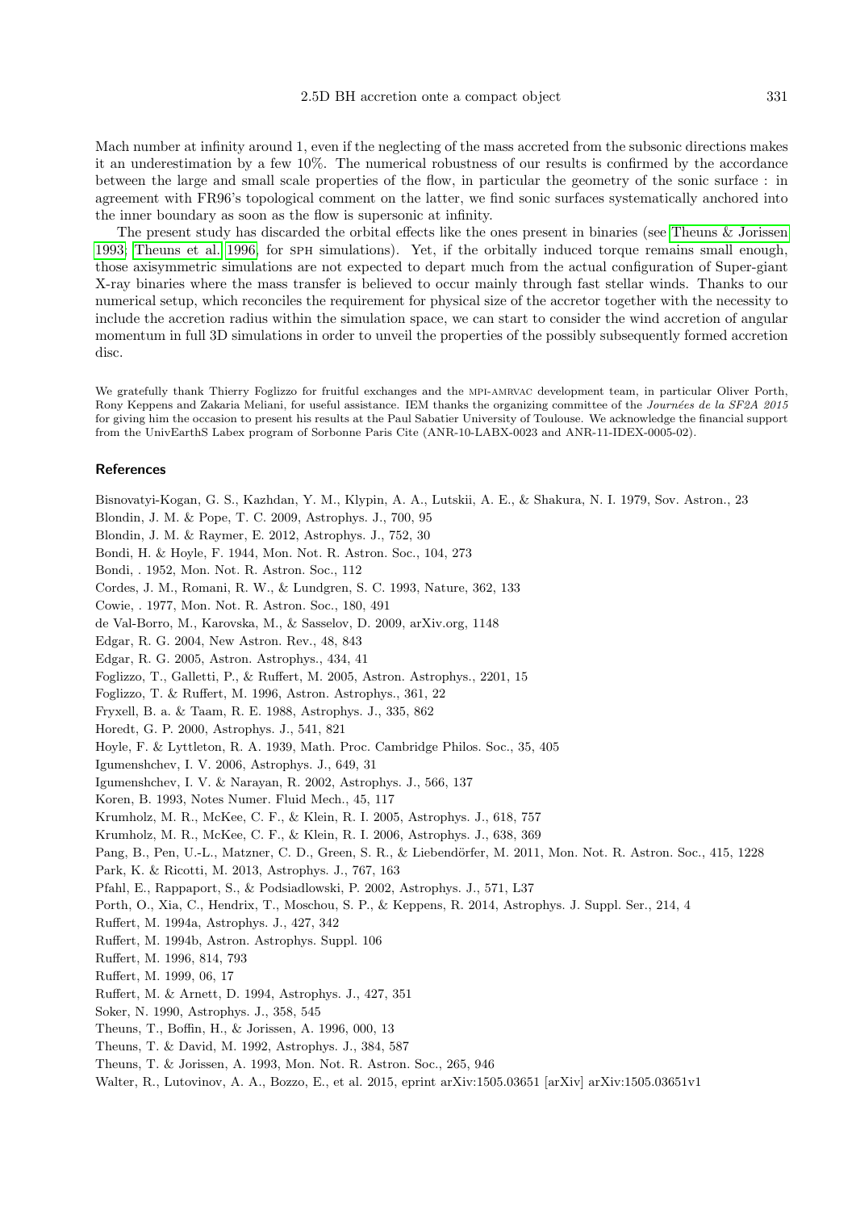Mach number at infinity around 1, even if the neglecting of the mass accreted from the subsonic directions makes it an underestimation by a few 10%. The numerical robustness of our results is confirmed by the accordance between the large and small scale properties of the flow, in particular the geometry of the sonic surface : in agreement with FR96's topological comment on the latter, we find sonic surfaces systematically anchored into the inner boundary as soon as the flow is supersonic at infinity.

The present study has discarded the orbital effects like the ones present in binaries (see Theuns & Jorissen 1993; Theuns et al. 1996, for SPH simulations). Yet, if the orbitally induced torque remains small enough, those axisymmetric simulations are not expected to depart much from the actual configuration of Super-giant X-ray binaries where the mass transfer is believed to occur mainly through fast stellar winds. Thanks to our numerical setup, which reconciles the requirement for physical size of the accretor together with the necessity to include the accretion radius within the simulation space, we can start to consider the wind accretion of angular momentum in full 3D simulations in order to unveil the properties of the possibly subsequently formed accretion disc.

We gratefully thank Thierry Foglizzo for fruitful exchanges and the MPI-AMRVAC development team, in particular Oliver Porth, Rony Keppens and Zakaria Meliani, for useful assistance. IEM thanks the organizing committee of the *Journées de la SF2A 2015* for giving him the occasion to present his results at the Paul Sabatier University of Toulouse. We acknowledge the financial support from the UnivEarthS Labex program of Sorbonne Paris Cite (ANR-10-LABX-0023 and ANR-11-IDEX-0005-02).

## References

Bisnovatyi-Kogan, G. S., Kazhdan, Y. M., Klypin, A. A., Lutskii, A. E., & Shakura, N. I. 1979, Sov. Astron., 23

Blondin, J. M. & Pope, T. C. 2009, Astrophys. J., 700, 95

Blondin, J. M. & Raymer, E. 2012, Astrophys. J., 752, 30

Bondi, H. & Hoyle, F. 1944, Mon. Not. R. Astron. Soc., 104, 273

Bondi, . 1952, Mon. Not. R. Astron. Soc., 112

Cordes, J. M., Romani, R. W., & Lundgren, S. C. 1993, Nature, 362, 133

Cowie, . 1977, Mon. Not. R. Astron. Soc., 180, 491

de Val-Borro, M., Karovska, M., & Sasselov, D. 2009, arXiv.org, 1148

Edgar, R. G. 2004, New Astron. Rev., 48, 843

Edgar, R. G. 2005, Astron. Astrophys., 434, 41

Foglizzo, T., Galletti, P., & Ruffert, M. 2005, Astron. Astrophys., 2201, 15

Foglizzo, T. & Ruffert, M. 1996, Astron. Astrophys., 361, 22

Fryxell, B. a. & Taam, R. E. 1988, Astrophys. J., 335, 862

Horedt, G. P. 2000, Astrophys. J., 541, 821

Hoyle, F. & Lyttleton, R. A. 1939, Math. Proc. Cambridge Philos. Soc., 35, 405

Igumenshchev, I. V. 2006, Astrophys. J., 649, 31

Igumenshchev, I. V. & Narayan, R. 2002, Astrophys. J., 566, 137

Koren, B. 1993, Notes Numer. Fluid Mech., 45, 117

Krumholz, M. R., McKee, C. F., & Klein, R. I. 2005, Astrophys. J., 618, 757

Krumholz, M. R., McKee, C. F., & Klein, R. I. 2006, Astrophys. J., 638, 369

Pang, B., Pen, U.-L., Matzner, C. D., Green, S. R., & Liebendörfer, M. 2011, Mon. Not. R. Astron. Soc., 415, 1228

Park, K. & Ricotti, M. 2013, Astrophys. J., 767, 163

Pfahl, E., Rappaport, S., & Podsiadlowski, P. 2002, Astrophys. J., 571, L37

Porth, O., Xia, C., Hendrix, T., Moschou, S. P., & Keppens, R. 2014, Astrophys. J. Suppl. Ser., 214, 4

Ruffert, M. 1994a, Astrophys. J., 427, 342

Ruffert, M. 1994b, Astron. Astrophys. Suppl. 106

Ruffert, M. 1996, 814, 793

Ruffert, M. 1999, 06, 17

Ruffert, M. & Arnett, D. 1994, Astrophys. J., 427, 351

Soker, N. 1990, Astrophys. J., 358, 545

Theuns, T., Boffin, H., & Jorissen, A. 1996, 000, 13

Theuns, T. & David, M. 1992, Astrophys. J., 384, 587

Theuns, T. & Jorissen, A. 1993, Mon. Not. R. Astron. Soc., 265, 946

Walter, R., Lutovinov, A. A., Bozzo, E., et al. 2015, eprint arXiv:1505.03651 [arXiv] arXiv:1505.03651v1